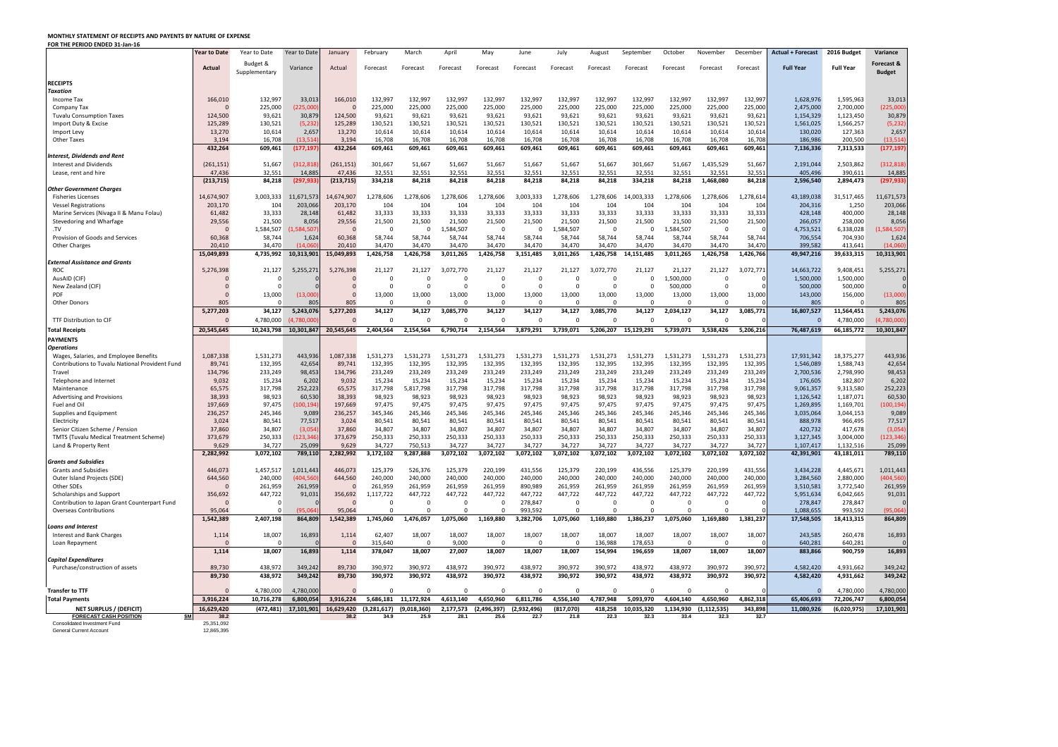**MONTHLY STATEMENT OF RECEIPTS AND PAYENTS BY NATURE OF EXPENSE**

**FOR THE PERIOD ENDED 31-Jan-16**

| | Year to Date | Year to Date | Year to Date | January | February | March | April | May | June | July | August | September | October | November | December | Actual + Forecast | 2016 Budget | Variance |
|---|---|---|---|---|---|---|---|---|---|---|---|---|---|---|---|---|---|---|
| | Actual | Budget & Supplementary | Variance | Actual | Forecast | Forecast | Forecast | Forecast | Forecast | Forecast | Forecast | Forecast | Forecast | Forecast | Forecast | Full Year | Full Year | Forecast & Budget |
| **RECEIPTS** | | | | | | | | | | | | | | | | | | |
| ***Taxation*** | | | | | | | | | | | | | | | | | | |
| Income Tax | 166,010 | 132,997 | 33,013 | 166,010 | 132,997 | 132,997 | 132,997 | 132,997 | 132,997 | 132,997 | 132,997 | 132,997 | 132,997 | 132,997 | 132,997 | 1,628,976 | 1,595,963 | 33,013 |
| Company Tax | 0 | 225,000 | (225,000) | 0 | 225,000 | 225,000 | 225,000 | 225,000 | 225,000 | 225,000 | 225,000 | 225,000 | 225,000 | 225,000 | 225,000 | 2,475,000 | 2,700,000 | (225,000) |
| Tuvalu Consumption Taxes | 124,500 | 93,621 | 30,879 | 124,500 | 93,621 | 93,621 | 93,621 | 93,621 | 93,621 | 93,621 | 93,621 | 93,621 | 93,621 | 93,621 | 93,621 | 1,154,329 | 1,123,450 | 30,879 |
| Import Duty & Excise | 125,289 | 130,521 | (5,232) | 125,289 | 130,521 | 130,521 | 130,521 | 130,521 | 130,521 | 130,521 | 130,521 | 130,521 | 130,521 | 130,521 | 130,521 | 1,561,025 | 1,566,257 | (5,232) |
| Import Levy | 13,270 | 10,614 | 2,657 | 13,270 | 10,614 | 10,614 | 10,614 | 10,614 | 10,614 | 10,614 | 10,614 | 10,614 | 10,614 | 10,614 | 10,614 | 130,020 | 127,363 | 2,657 |
| Other Taxes | 3,194 | 16,708 | (13,514) | 3,194 | 16,708 | 16,708 | 16,708 | 16,708 | 16,708 | 16,708 | 16,708 | 16,708 | 16,708 | 16,708 | 16,708 | 186,986 | 200,500 | (13,514) |
| | **432,264** | **609,461** | **(177,197)** | **432,264** | **609,461** | **609,461** | **609,461** | **609,461** | **609,461** | **609,461** | **609,461** | **609,461** | **609,461** | **609,461** | **609,461** | **7,136,336** | **7,313,533** | **(177,197)** |
| ***Interest, Dividends and Rent*** | | | | | | | | | | | | | | | | | | |
| Interest and Dividends | (261,151) | 51,667 | (312,818) | (261,151) | 301,667 | 51,667 | 51,667 | 51,667 | 51,667 | 51,667 | 51,667 | 301,667 | 51,667 | 1,435,529 | 51,667 | 2,191,044 | 2,503,862 | (312,818) |
| Lease, rent and hire | 47,436 | 32,551 | 14,885 | 47,436 | 32,551 | 32,551 | 32,551 | 32,551 | 32,551 | 32,551 | 32,551 | 32,551 | 32,551 | 32,551 | 32,551 | 405,496 | 390,611 | 14,885 |
| | **(213,715)** | **84,218** | **(297,933)** | **(213,715)** | **334,218** | **84,218** | **84,218** | **84,218** | **84,218** | **84,218** | **84,218** | **334,218** | **84,218** | **1,468,080** | **84,218** | **2,596,540** | **2,894,473** | **(297,933)** |
| ***Other Government Charges*** | | | | | | | | | | | | | | | | | | |
| Fisheries Licenses | 14,674,907 | 3,003,333 | 11,671,573 | 14,674,907 | 1,278,606 | 1,278,606 | 1,278,606 | 1,278,606 | 3,003,333 | 1,278,606 | 1,278,606 | 14,003,333 | 1,278,606 | 1,278,606 | 1,278,614 | 43,189,038 | 31,517,465 | 11,671,573 |
| Vessel Registrations | 203,170 | 104 | 203,066 | 203,170 | 104 | 104 | 104 | 104 | 104 | 104 | 104 | 104 | 104 | 104 | 104 | 204,316 | 1,250 | 203,066 |
| Marine Services (Nivaga II & Manu Folau) | 61,482 | 33,333 | 28,148 | 61,482 | 33,333 | 33,333 | 33,333 | 33,333 | 33,333 | 33,333 | 33,333 | 33,333 | 33,333 | 33,333 | 33,333 | 428,148 | 400,000 | 28,148 |
| Stevedoring and Wharfage | 29,556 | 21,500 | 8,056 | 29,556 | 21,500 | 21,500 | 21,500 | 21,500 | 21,500 | 21,500 | 21,500 | 21,500 | 21,500 | 21,500 | 21,500 | 266,057 | 258,000 | 8,056 |
| .TV | 0 | 1,584,507 | (1,584,507) | 0 | 0 | 0 | 1,584,507 | 0 | 0 | 1,584,507 | 0 | 0 | 1,584,507 | 0 | 0 | 4,753,521 | 6,338,028 | (1,584,507) |
| Provision of Goods and Services | 60,368 | 58,744 | 1,624 | 60,368 | 58,744 | 58,744 | 58,744 | 58,744 | 58,744 | 58,744 | 58,744 | 58,744 | 58,744 | 58,744 | 58,744 | 706,554 | 704,930 | 1,624 |
| Other Charges | 20,410 | 34,470 | (14,060) | 20,410 | 34,470 | 34,470 | 34,470 | 34,470 | 34,470 | 34,470 | 34,470 | 34,470 | 34,470 | 34,470 | 34,470 | 399,582 | 413,641 | (14,060) |
| | **15,049,893** | **4,735,992** | **10,313,901** | **15,049,893** | **1,426,758** | **1,426,758** | **3,011,265** | **1,426,758** | **3,151,485** | **3,011,265** | **1,426,758** | **14,151,485** | **3,011,265** | **1,426,758** | **1,426,766** | **49,947,216** | **39,633,315** | **10,313,901** |
| ***External Assistance and Grants*** | | | | | | | | | | | | | | | | | | |
| ROC | 5,276,398 | 21,127 | 5,255,271 | 5,276,398 | 21,127 | 21,127 | 3,072,770 | 21,127 | 21,127 | 21,127 | 3,072,770 | 21,127 | 21,127 | 21,127 | 3,072,771 | 14,663,722 | 9,408,451 | 5,255,271 |
| AusAID (CIF) | 0 | 0 | 0 | 0 | 0 | 0 | 0 | 0 | 0 | 0 | 0 | 0 | 1,500,000 | 0 | 0 | 1,500,000 | 1,500,000 | 0 |
| New Zealand (CIF) | 0 | 0 | 0 | 0 | 0 | 0 | 0 | 0 | 0 | 0 | 0 | 0 | 500,000 | 0 | 0 | 500,000 | 500,000 | 0 |
| PDF | 0 | 13,000 | (13,000) | 0 | 13,000 | 13,000 | 13,000 | 13,000 | 13,000 | 13,000 | 13,000 | 13,000 | 13,000 | 13,000 | 13,000 | 143,000 | 156,000 | (13,000) |
| Other Donors | 805 | 0 | 805 | 805 | 0 | 0 | 0 | 0 | 0 | 0 | 0 | 0 | 0 | 0 | 0 | 805 | 0 | 805 |
| | **5,277,203** | **34,127** | **5,243,076** | **5,277,203** | **34,127** | **34,127** | **3,085,770** | **34,127** | **34,127** | **34,127** | **3,085,770** | **34,127** | **2,034,127** | **34,127** | **3,085,771** | **16,807,527** | **11,564,451** | **5,243,076** |
| TTF Distribution to CIF | 0 | 4,780,000 | (4,780,000) | 0 | 0 | 0 | 0 | 0 | 0 | 0 | 0 | 0 | 0 | 0 | 0 | 0 | 4,780,000 | (4,780,000) |
| **Total Receipts** | **20,545,645** | **10,243,798** | **10,301,847** | **20,545,645** | **2,404,564** | **2,154,564** | **6,790,714** | **2,154,564** | **3,879,291** | **3,739,071** | **5,206,207** | **15,129,291** | **5,739,071** | **3,538,426** | **5,206,216** | **76,487,619** | **66,185,772** | **10,301,847** |
| **PAYMENTS** | | | | | | | | | | | | | | | | | | |
| ***Operations*** | | | | | | | | | | | | | | | | | | |
| Wages, Salaries, and Employee Benefits | 1,087,338 | 1,531,273 | 443,936 | 1,087,338 | 1,531,273 | 1,531,273 | 1,531,273 | 1,531,273 | 1,531,273 | 1,531,273 | 1,531,273 | 1,531,273 | 1,531,273 | 1,531,273 | 1,531,273 | 17,931,342 | 18,375,277 | 443,936 |
| Contributions to Tuvalu National Provident Fund | 89,741 | 132,395 | 42,654 | 89,741 | 132,395 | 132,395 | 132,395 | 132,395 | 132,395 | 132,395 | 132,395 | 132,395 | 132,395 | 132,395 | 132,395 | 1,546,089 | 1,588,743 | 42,654 |
| Travel | 134,796 | 233,249 | 98,453 | 134,796 | 233,249 | 233,249 | 233,249 | 233,249 | 233,249 | 233,249 | 233,249 | 233,249 | 233,249 | 233,249 | 233,249 | 2,700,536 | 2,798,990 | 98,453 |
| Telephone and Internet | 9,032 | 15,234 | 6,202 | 9,032 | 15,234 | 15,234 | 15,234 | 15,234 | 15,234 | 15,234 | 15,234 | 15,234 | 15,234 | 15,234 | 15,234 | 176,605 | 182,807 | 6,202 |
| Maintenance | 65,575 | 317,798 | 252,223 | 65,575 | 317,798 | 5,817,798 | 317,798 | 317,798 | 317,798 | 317,798 | 317,798 | 317,798 | 317,798 | 317,798 | 317,798 | 9,061,357 | 9,313,580 | 252,223 |
| Advertising and Provisions | 38,393 | 98,923 | 60,530 | 38,393 | 98,923 | 98,923 | 98,923 | 98,923 | 98,923 | 98,923 | 98,923 | 98,923 | 98,923 | 98,923 | 98,923 | 1,126,542 | 1,187,071 | 60,530 |
| Fuel and Oil | 197,669 | 97,475 | (100,194) | 197,669 | 97,475 | 97,475 | 97,475 | 97,475 | 97,475 | 97,475 | 97,475 | 97,475 | 97,475 | 97,475 | 97,475 | 1,269,895 | 1,169,701 | (100,194) |
| Supplies and Equipment | 236,257 | 245,346 | 9,089 | 236,257 | 345,346 | 245,346 | 245,346 | 245,346 | 245,346 | 245,346 | 245,346 | 245,346 | 245,346 | 245,346 | 245,346 | 3,035,064 | 3,044,153 | 9,089 |
| Electricity | 3,024 | 80,541 | 77,517 | 3,024 | 80,541 | 80,541 | 80,541 | 80,541 | 80,541 | 80,541 | 80,541 | 80,541 | 80,541 | 80,541 | 80,541 | 888,978 | 966,495 | 77,517 |
| Senior Citizen Scheme / Pension | 37,860 | 34,807 | (3,054) | 37,860 | 34,807 | 34,807 | 34,807 | 34,807 | 34,807 | 34,807 | 34,807 | 34,807 | 34,807 | 34,807 | 34,807 | 420,732 | 417,678 | (3,054) |
| TMTS (Tuvalu Medical Treatment Scheme) | 373,679 | 250,333 | (123,346) | 373,679 | 250,333 | 250,333 | 250,333 | 250,333 | 250,333 | 250,333 | 250,333 | 250,333 | 250,333 | 250,333 | 250,333 | 3,127,345 | 3,004,000 | (123,346) |
| Land & Property Rent | 9,629 | 34,727 | 25,099 | 9,629 | 34,727 | 750,513 | 34,727 | 34,727 | 34,727 | 34,727 | 34,727 | 34,727 | 34,727 | 34,727 | 34,727 | 1,107,417 | 1,132,516 | 25,099 |
| | **2,282,992** | **3,072,102** | **789,110** | **2,282,992** | **3,172,102** | **9,287,888** | **3,072,102** | **3,072,102** | **3,072,102** | **3,072,102** | **3,072,102** | **3,072,102** | **3,072,102** | **3,072,102** | **3,072,102** | **42,391,901** | **43,181,011** | **789,110** |
| ***Grants and Subsidies*** | | | | | | | | | | | | | | | | | | |
| Grants and Subsidies | 446,073 | 1,457,517 | 1,011,443 | 446,073 | 125,379 | 526,376 | 125,379 | 220,199 | 431,556 | 125,379 | 220,199 | 436,556 | 125,379 | 220,199 | 431,556 | 3,434,228 | 4,445,671 | 1,011,443 |
| Outer Island Projects (SDE) | 644,560 | 240,000 | (404,560) | 644,560 | 240,000 | 240,000 | 240,000 | 240,000 | 240,000 | 240,000 | 240,000 | 240,000 | 240,000 | 240,000 | 240,000 | 3,284,560 | 2,880,000 | (404,560) |
| Other SDEs | 0 | 261,959 | 261,959 | 0 | 261,959 | 261,959 | 261,959 | 261,959 | 890,989 | 261,959 | 261,959 | 261,959 | 261,959 | 261,959 | 261,959 | 3,510,581 | 3,772,540 | 261,959 |
| Scholarships and Support | 356,692 | 447,722 | 91,031 | 356,692 | 1,117,722 | 447,722 | 447,722 | 447,722 | 447,722 | 447,722 | 447,722 | 447,722 | 447,722 | 447,722 | 447,722 | 5,951,634 | 6,042,665 | 91,031 |
| Contribution to Japan Grant Counterpart Fund | 0 | 0 | 0 | 0 | 0 | 0 | 0 | 0 | 278,847 | 0 | 0 | 0 | 0 | 0 | 0 | 278,847 | 278,847 | 0 |
| Overseas Contributions | 95,064 | 0 | (95,064) | 95,064 | 0 | 0 | 0 | 0 | 993,592 | 0 | 0 | 0 | 0 | 0 | 0 | 1,088,655 | 993,592 | (95,064) |
| | **1,542,389** | **2,407,198** | **864,809** | **1,542,389** | **1,745,060** | **1,476,057** | **1,075,060** | **1,169,880** | **3,282,706** | **1,075,060** | **1,169,880** | **1,386,237** | **1,075,060** | **1,169,880** | **1,381,237** | **17,548,505** | **18,413,315** | **864,809** |
| ***Loans and Interest*** | | | | | | | | | | | | | | | | | | |
| Interest and Bank Charges | 1,114 | 18,007 | 16,893 | 1,114 | 62,407 | 18,007 | 18,007 | 18,007 | 18,007 | 18,007 | 18,007 | 18,007 | 18,007 | 18,007 | 18,007 | 243,585 | 260,478 | 16,893 |
| Loan Repayment | 0 | 0 | 0 | 0 | 315,640 | 0 | 9,000 | 0 | 0 | 0 | 136,988 | 178,653 | 0 | 0 | 0 | 640,281 | 640,281 | 0 |
| | **1,114** | **18,007** | **16,893** | **1,114** | **378,047** | **18,007** | **27,007** | **18,007** | **18,007** | **18,007** | **154,994** | **196,659** | **18,007** | **18,007** | **18,007** | **883,866** | **900,759** | **16,893** |
| ***Capital Expenditures*** | | | | | | | | | | | | | | | | | | |
| Purchase/construction of assets | 89,730 | 438,972 | 349,242 | 89,730 | 390,972 | 390,972 | 438,972 | 390,972 | 438,972 | 390,972 | 390,972 | 438,972 | 438,972 | 390,972 | 390,972 | 4,582,420 | 4,931,662 | 349,242 |
| | **89,730** | **438,972** | **349,242** | **89,730** | **390,972** | **390,972** | **438,972** | **390,972** | **438,972** | **390,972** | **390,972** | **438,972** | **438,972** | **390,972** | **390,972** | **4,582,420** | **4,931,662** | **349,242** |
| **Transfer to TTF** | 0 | 4,780,000 | 4,780,000 | 0 | 0 | 0 | 0 | 0 | 0 | 0 | 0 | 0 | 0 | 0 | 0 | 0 | 4,780,000 | 4,780,000 |
| **Total Payments** | **3,916,224** | **10,716,278** | **6,800,054** | **3,916,224** | **5,686,181** | **11,172,924** | **4,613,140** | **4,650,960** | **6,811,786** | **4,556,140** | **4,787,948** | **5,093,970** | **4,604,140** | **4,650,960** | **4,862,318** | **65,406,693** | **72,206,747** | **6,800,054** |
| **NET SURPLUS / (DEFICIT)** | **16,629,420** | **(472,481)** | **17,101,901** | **16,629,420** | **(3,281,617)** | **(9,018,360)** | **2,177,573** | **(2,496,397)** | **(2,932,496)** | **(817,070)** | **418,258** | **10,035,320** | **1,134,930** | **(1,112,535)** | **343,898** | **11,080,926** | **(6,020,975)** | **17,101,901** |
| **FORECAST CASH POSITION** $M | **38.2** | | | **38.2** | **34.9** | **25.9** | **28.1** | **25.6** | **22.7** | **21.8** | **22.3** | **32.3** | **33.4** | **32.3** | **32.7** | | | |
| Consolidated Investment Fund | 25,351,092 | | | | | | | | | | | | | | | | | |
| General Current Account | 12,865,395 | | | | | | | | | | | | | | | | | |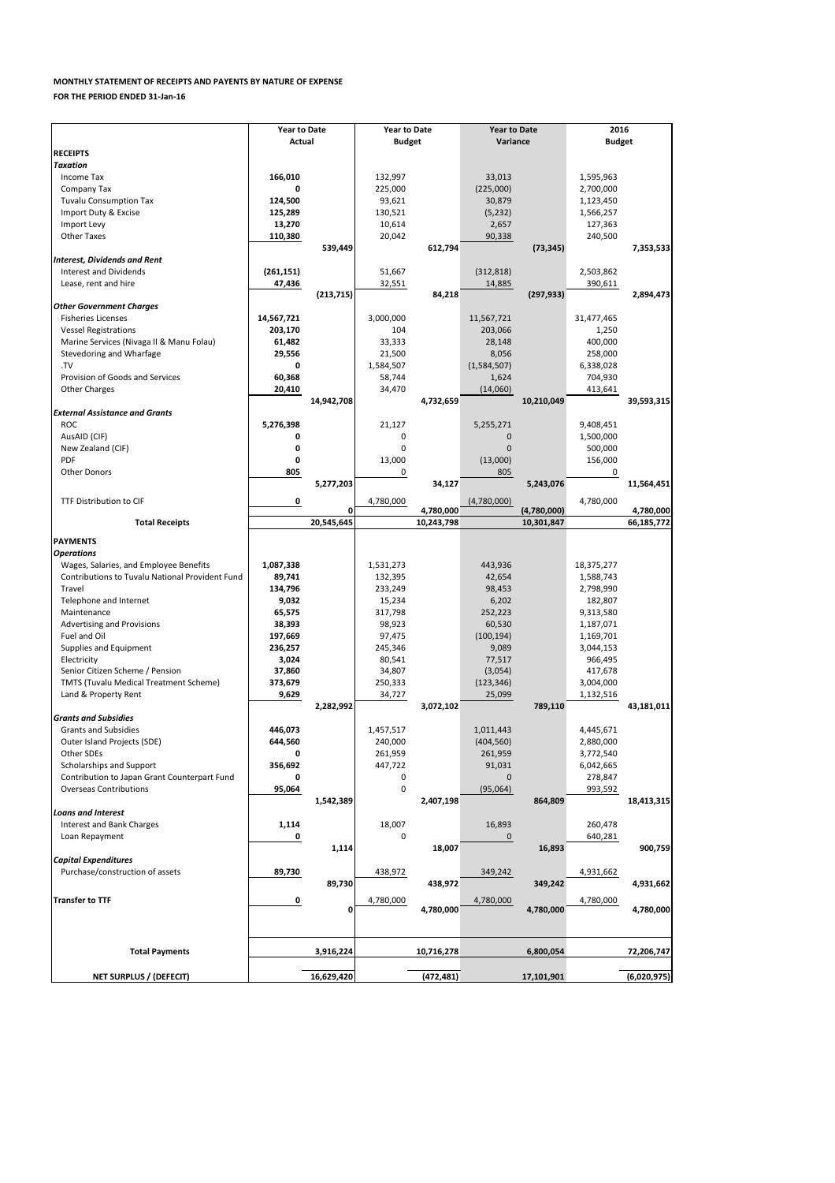**MONTHLY STATEMENT OF RECEIPTS AND PAYENTS BY NATURE OF EXPENSE**

**FOR THE PERIOD ENDED 31-Jan-16**

| | Year to Date Actual | | Year to Date Budget | | Year to Date Variance | | 2016 Budget | |
|---|---|---|---|---|---|---|---|---|
| **RECEIPTS** | | | | | | | | |
| ***Taxation*** | | | | | | | | |
| Income Tax | **166,010** | | 132,997 | | 33,013 | | 1,595,963 | |
| Company Tax | **0** | | 225,000 | | (225,000) | | 2,700,000 | |
| Tuvalu Consumption Tax | **124,500** | | 93,621 | | 30,879 | | 1,123,450 | |
| Import Duty & Excise | **125,289** | | 130,521 | | (5,232) | | 1,566,257 | |
| Import Levy | **13,270** | | 10,614 | | 2,657 | | 127,363 | |
| Other Taxes | **110,380** | | 20,042 | | 90,338 | | 240,500 | |
| | | **539,449** | | **612,794** | | **(73,345)** | | **7,353,533** |
| ***Interest, Dividends and Rent*** | | | | | | | | |
| Interest and Dividends | **(261,151)** | | 51,667 | | (312,818) | | 2,503,862 | |
| Lease, rent and hire | **47,436** | | 32,551 | | 14,885 | | 390,611 | |
| | | **(213,715)** | | **84,218** | | **(297,933)** | | **2,894,473** |
| ***Other Government Charges*** | | | | | | | | |
| Fisheries Licenses | **14,567,721** | | 3,000,000 | | 11,567,721 | | 31,477,465 | |
| Vessel Registrations | **203,170** | | 104 | | 203,066 | | 1,250 | |
| Marine Services (Nivaga II & Manu Folau) | **61,482** | | 33,333 | | 28,148 | | 400,000 | |
| Stevedoring and Wharfage | **29,556** | | 21,500 | | 8,056 | | 258,000 | |
| .TV | **0** | | 1,584,507 | | (1,584,507) | | 6,338,028 | |
| Provision of Goods and Services | **60,368** | | 58,744 | | 1,624 | | 704,930 | |
| Other Charges | **20,410** | | 34,470 | | (14,060) | | 413,641 | |
| | | **14,942,708** | | **4,732,659** | | **10,210,049** | | **39,593,315** |
| ***External Assistance and Grants*** | | | | | | | | |
| ROC | **5,276,398** | | 21,127 | | 5,255,271 | | 9,408,451 | |
| AusAID (CIF) | **0** | | 0 | | 0 | | 1,500,000 | |
| New Zealand (CIF) | **0** | | 0 | | 0 | | 500,000 | |
| PDF | **0** | | 13,000 | | (13,000) | | 156,000 | |
| Other Donors | **805** | | 0 | | 805 | | 0 | |
| | | **5,277,203** | | **34,127** | | **5,243,076** | | **11,564,451** |
| TTF Distribution to CIF | **0** | | 4,780,000 | | (4,780,000) | | 4,780,000 | |
| | | **0** | | **4,780,000** | | **(4,780,000)** | | **4,780,000** |
| **Total Receipts** | | **20,545,645** | | **10,243,798** | | **10,301,847** | | **66,185,772** |
| **PAYMENTS** | | | | | | | | |
| ***Operations*** | | | | | | | | |
| Wages, Salaries, and Employee Benefits | **1,087,338** | | 1,531,273 | | 443,936 | | 18,375,277 | |
| Contributions to Tuvalu National Provident Fund | **89,741** | | 132,395 | | 42,654 | | 1,588,743 | |
| Travel | **134,796** | | 233,249 | | 98,453 | | 2,798,990 | |
| Telephone and Internet | **9,032** | | 15,234 | | 6,202 | | 182,807 | |
| Maintenance | **65,575** | | 317,798 | | 252,223 | | 9,313,580 | |
| Advertising and Provisions | **38,393** | | 98,923 | | 60,530 | | 1,187,071 | |
| Fuel and Oil | **197,669** | | 97,475 | | (100,194) | | 1,169,701 | |
| Supplies and Equipment | **236,257** | | 245,346 | | 9,089 | | 3,044,153 | |
| Electricity | **3,024** | | 80,541 | | 77,517 | | 966,495 | |
| Senior Citizen Scheme / Pension | **37,860** | | 34,807 | | (3,054) | | 417,678 | |
| TMTS (Tuvalu Medical Treatment Scheme) | **373,679** | | 250,333 | | (123,346) | | 3,004,000 | |
| Land & Property Rent | **9,629** | | 34,727 | | 25,099 | | 1,132,516 | |
| | | **2,282,992** | | **3,072,102** | | **789,110** | | **43,181,011** |
| ***Grants and Subsidies*** | | | | | | | | |
| Grants and Subsidies | **446,073** | | 1,457,517 | | 1,011,443 | | 4,445,671 | |
| Outer Island Projects (SDE) | **644,560** | | 240,000 | | (404,560) | | 2,880,000 | |
| Other SDEs | **0** | | 261,959 | | 261,959 | | 3,772,540 | |
| Scholarships and Support | **356,692** | | 447,722 | | 91,031 | | 6,042,665 | |
| Contribution to Japan Grant Counterpart Fund | **0** | | 0 | | 0 | | 278,847 | |
| Overseas Contributions | **95,064** | | 0 | | (95,064) | | 993,592 | |
| | | **1,542,389** | | **2,407,198** | | **864,809** | | **18,413,315** |
| ***Loans and Interest*** | | | | | | | | |
| Interest and Bank Charges | **1,114** | | 18,007 | | 16,893 | | 260,478 | |
| Loan Repayment | **0** | | 0 | | 0 | | 640,281 | |
| | | **1,114** | | **18,007** | | **16,893** | | **900,759** |
| ***Capital Expenditures*** | | | | | | | | |
| Purchase/construction of assets | **89,730** | | 438,972 | | 349,242 | | 4,931,662 | |
| | | **89,730** | | **438,972** | | **349,242** | | **4,931,662** |
| **Transfer to TTF** | **0** | | 4,780,000 | | 4,780,000 | | 4,780,000 | |
| | | **0** | | **4,780,000** | | **4,780,000** | | **4,780,000** |
| **Total Payments** | | **3,916,224** | | **10,716,278** | | **6,800,054** | | **72,206,747** |
| **NET SURPLUS / (DEFECIT)** | | **16,629,420** | | **(472,481)** | | **17,101,901** | | **(6,020,975)** |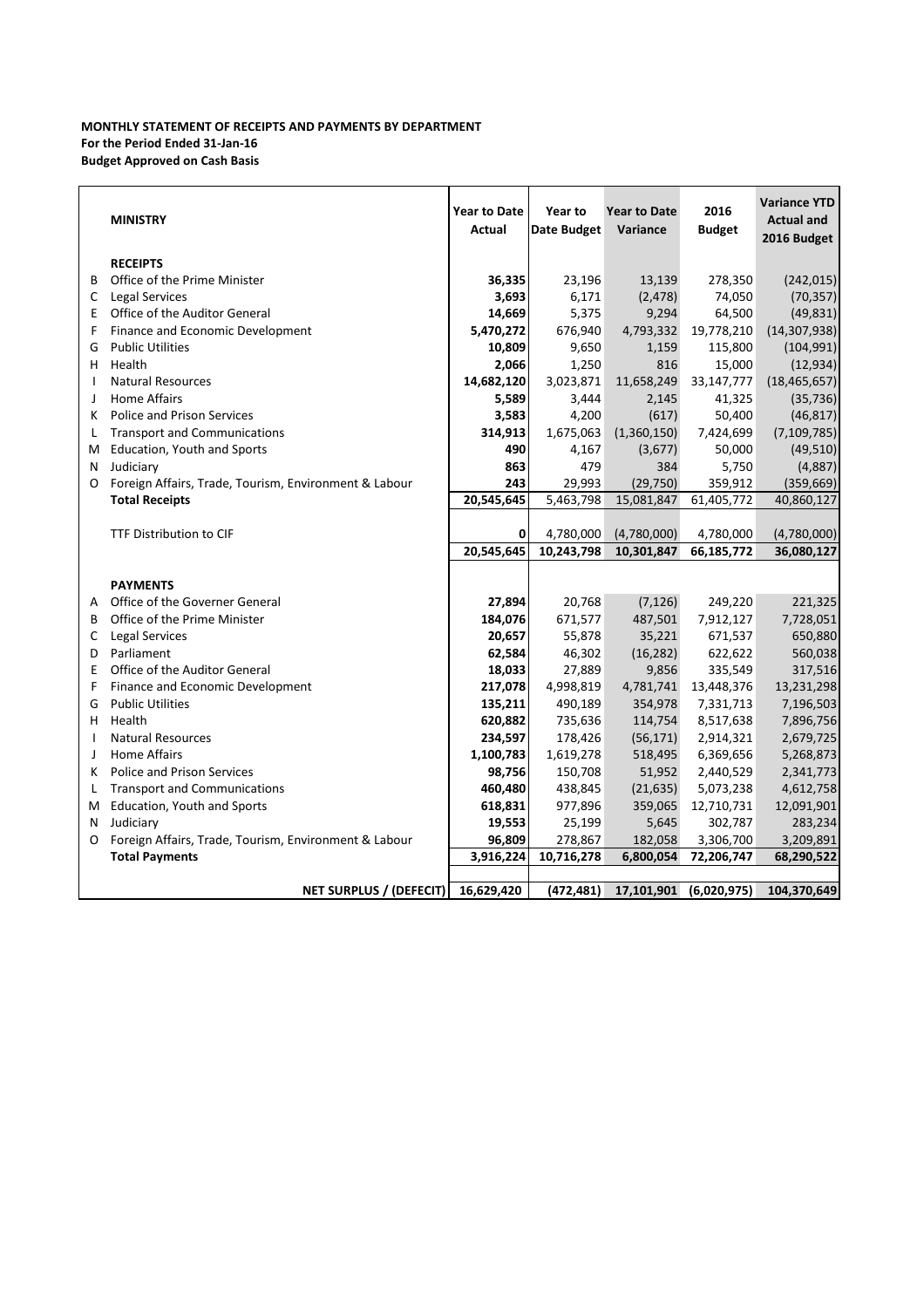**MONTHLY STATEMENT OF RECEIPTS AND PAYMENTS BY DEPARTMENT**
**For the Period Ended 31-Jan-16**
**Budget Approved on Cash Basis**

| | MINISTRY | Year to Date Actual | Year to Date Budget | Year to Date Variance | 2016 Budget | Variance YTD Actual and 2016 Budget |
|---|---|---|---|---|---|---|
| | **RECEIPTS** | | | | | |
| B | Office of the Prime Minister | **36,335** | 23,196 | 13,139 | 278,350 | (242,015) |
| C | Legal Services | **3,693** | 6,171 | (2,478) | 74,050 | (70,357) |
| E | Office of the Auditor General | **14,669** | 5,375 | 9,294 | 64,500 | (49,831) |
| F | Finance and Economic Development | **5,470,272** | 676,940 | 4,793,332 | 19,778,210 | (14,307,938) |
| G | Public Utilities | **10,809** | 9,650 | 1,159 | 115,800 | (104,991) |
| H | Health | **2,066** | 1,250 | 816 | 15,000 | (12,934) |
| I | Natural Resources | **14,682,120** | 3,023,871 | 11,658,249 | 33,147,777 | (18,465,657) |
| J | Home Affairs | **5,589** | 3,444 | 2,145 | 41,325 | (35,736) |
| K | Police and Prison Services | **3,583** | 4,200 | (617) | 50,400 | (46,817) |
| L | Transport and Communications | **314,913** | 1,675,063 | (1,360,150) | 7,424,699 | (7,109,785) |
| M | Education, Youth and Sports | **490** | 4,167 | (3,677) | 50,000 | (49,510) |
| N | Judiciary | **863** | 479 | 384 | 5,750 | (4,887) |
| O | Foreign Affairs, Trade, Tourism, Environment & Labour | **243** | 29,993 | (29,750) | 359,912 | (359,669) |
| | **Total Receipts** | **20,545,645** | 5,463,798 | 15,081,847 | 61,405,772 | 40,860,127 |
| | TTF Distribution to CIF | **0** | 4,780,000 | (4,780,000) | 4,780,000 | (4,780,000) |
| | | **20,545,645** | **10,243,798** | **10,301,847** | **66,185,772** | **36,080,127** |
| | **PAYMENTS** | | | | | |
| A | Office of the Governer General | **27,894** | 20,768 | (7,126) | 249,220 | 221,325 |
| B | Office of the Prime Minister | **184,076** | 671,577 | 487,501 | 7,912,127 | 7,728,051 |
| C | Legal Services | **20,657** | 55,878 | 35,221 | 671,537 | 650,880 |
| D | Parliament | **62,584** | 46,302 | (16,282) | 622,622 | 560,038 |
| E | Office of the Auditor General | **18,033** | 27,889 | 9,856 | 335,549 | 317,516 |
| F | Finance and Economic Development | **217,078** | 4,998,819 | 4,781,741 | 13,448,376 | 13,231,298 |
| G | Public Utilities | **135,211** | 490,189 | 354,978 | 7,331,713 | 7,196,503 |
| H | Health | **620,882** | 735,636 | 114,754 | 8,517,638 | 7,896,756 |
| I | Natural Resources | **234,597** | 178,426 | (56,171) | 2,914,321 | 2,679,725 |
| J | Home Affairs | **1,100,783** | 1,619,278 | 518,495 | 6,369,656 | 5,268,873 |
| K | Police and Prison Services | **98,756** | 150,708 | 51,952 | 2,440,529 | 2,341,773 |
| L | Transport and Communications | **460,480** | 438,845 | (21,635) | 5,073,238 | 4,612,758 |
| M | Education, Youth and Sports | **618,831** | 977,896 | 359,065 | 12,710,731 | 12,091,901 |
| N | Judiciary | **19,553** | 25,199 | 5,645 | 302,787 | 283,234 |
| O | Foreign Affairs, Trade, Tourism, Environment & Labour | **96,809** | 278,867 | 182,058 | 3,306,700 | 3,209,891 |
| | **Total Payments** | **3,916,224** | **10,716,278** | **6,800,054** | **72,206,747** | **68,290,522** |
| | **NET SURPLUS / (DEFECIT)** | **16,629,420** | **(472,481)** | **17,101,901** | **(6,020,975)** | **104,370,649** |